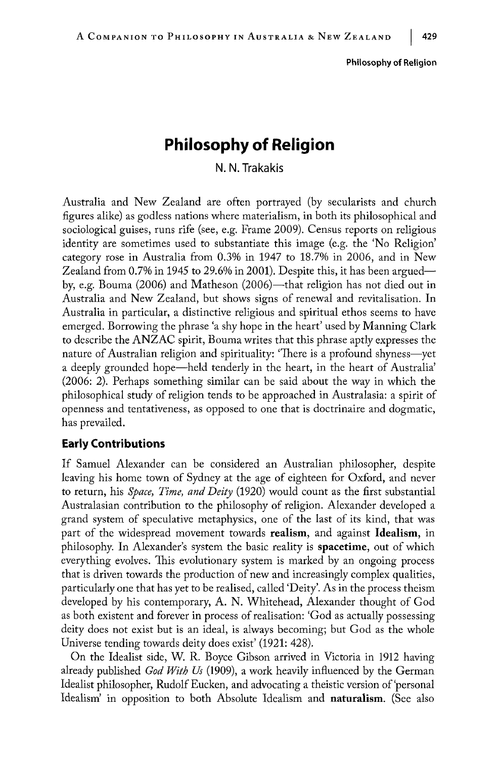# Philosophy of Religion

N. N. Trakakis

Australia and New Zealand are often portrayed (by secularists and church figures alike) as godless nations where materialism, in both its philosophical and sociological guises, runs rife (see, e.g. Frame 2009). Census reports on religious identity are sometimes used to substantiate this image (e.g. the 'No Religion' category rose in Australia from 0.3% in 1947 to 18.7% in 2006, and in New Zealand from 0.7% in 1945 to 29.6% in 2001). Despite this, it has been argued—by, e.g. Bouma (2006) and Matheson (2006)—that religion has not died out in Australia and New Zealand, but shows signs of renewal and revitalisation. In Australia in particular, a distinctive religious and spiritual ethos seems to have emerged. Borrowing the phrase 'a shy hope in the heart' used by Manning Clark to describe the ANZAC spirit, Bouma writes that this phrase aptly expresses the nature of Australian religion and spirituality: 'There is a profound shyness—yet a deeply grounded hope—held tenderly in the heart, in the heart of Australia' (2006: 2). Perhaps something similar can be said about the way in which the philosophical study of religion tends to be approached in Australasia: a spirit of openness and tentativeness, as opposed to one that is doctrinaire and dogmatic, has prevailed.

## Early Contributions

If Samuel Alexander can be considered an Australian philosopher, despite leaving his home town of Sydney at the age of eighteen for Oxford, and never to return, his *Space, Time, and Deity* (1920) would count as the first substantial Australasian contribution to the philosophy of religion. Alexander developed a grand system of speculative metaphysics, one of the last of its kind, that was part of the widespread movement towards **realism**, and against **Idealism**, in philosophy. In Alexander's system the basic reality is **spacetime**, out of which everything evolves. This evolutionary system is marked by an ongoing process that is driven towards the production of new and increasingly complex qualities, particularly one that has yet to be realised, called 'Deity'. As in the process theism developed by his contemporary, A. N. Whitehead, Alexander thought of God as both existent and forever in process of realisation: 'God as actually possessing deity does not exist but is an ideal, is always becoming; but God as the whole Universe tending towards deity does exist' (1921: 428).

On the Idealist side, W. R. Boyce Gibson arrived in Victoria in 1912 having already published *God With Us* (1909), a work heavily influenced by the German Idealist philosopher, Rudolf Eucken, and advocating a theistic version of 'personal Idealism' in opposition to both Absolute Idealism and **naturalism**. (See also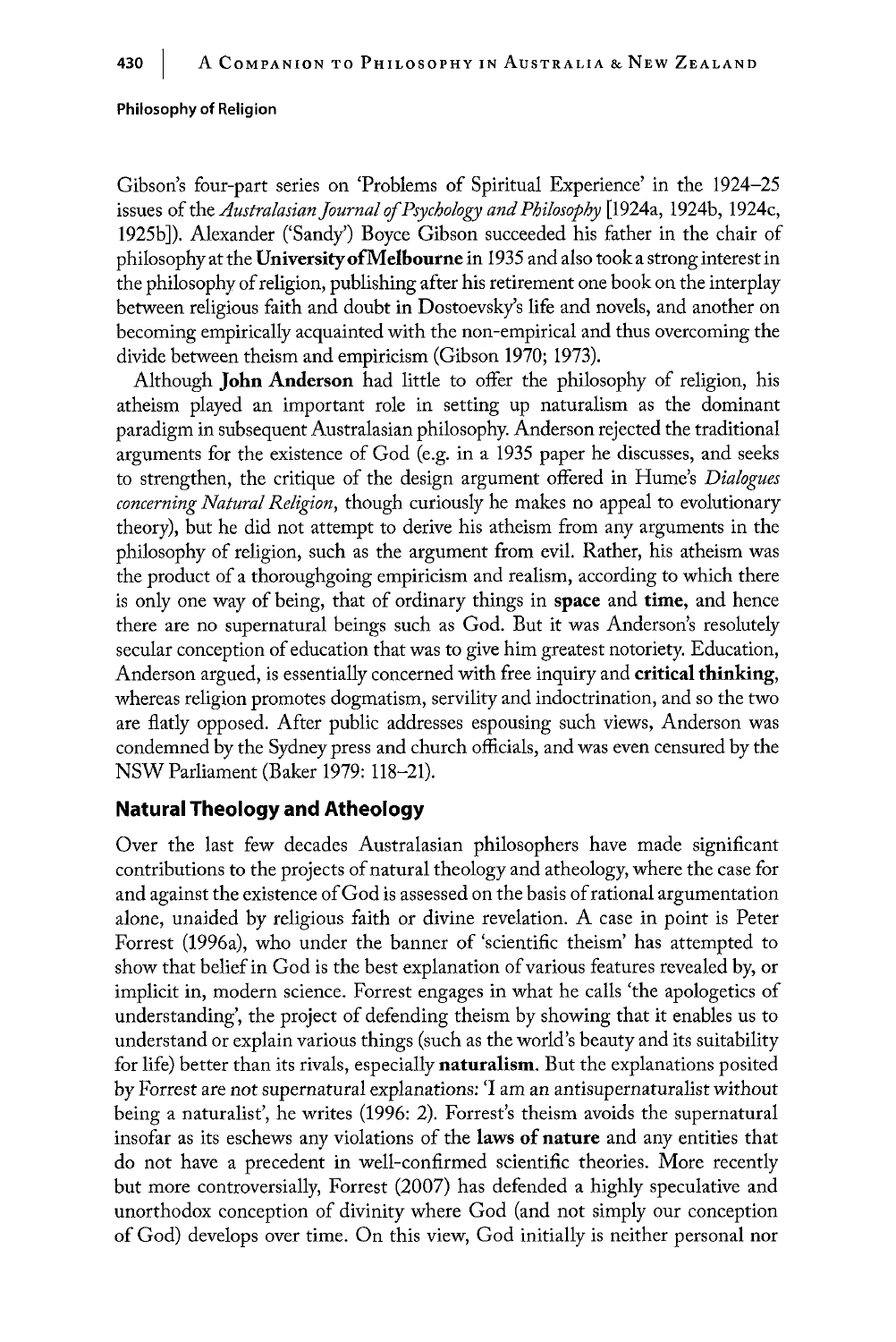Gibson's four-part series on 'Problems of Spiritual Experience' in the 1924–25 issues of the *Australasian Journal of Psychology and Philosophy* [1924a, 1924b, 1924c, 1925b]). Alexander ('Sandy') Boyce Gibson succeeded his father in the chair of philosophy at the **University of Melbourne** in 1935 and also took a strong interest in the philosophy of religion, publishing after his retirement one book on the interplay between religious faith and doubt in Dostoevsky's life and novels, and another on becoming empirically acquainted with the non-empirical and thus overcoming the divide between theism and empiricism (Gibson 1970; 1973).

Although **John Anderson** had little to offer the philosophy of religion, his atheism played an important role in setting up naturalism as the dominant paradigm in subsequent Australasian philosophy. Anderson rejected the traditional arguments for the existence of God (e.g. in a 1935 paper he discusses, and seeks to strengthen, the critique of the design argument offered in Hume's *Dialogues concerning Natural Religion*, though curiously he makes no appeal to evolutionary theory), but he did not attempt to derive his atheism from any arguments in the philosophy of religion, such as the argument from evil. Rather, his atheism was the product of a thoroughgoing empiricism and realism, according to which there is only one way of being, that of ordinary things in **space** and **time**, and hence there are no supernatural beings such as God. But it was Anderson's resolutely secular conception of education that was to give him greatest notoriety. Education, Anderson argued, is essentially concerned with free inquiry and **critical thinking**, whereas religion promotes dogmatism, servility and indoctrination, and so the two are flatly opposed. After public addresses espousing such views, Anderson was condemned by the Sydney press and church officials, and was even censured by the NSW Parliament (Baker 1979: 118–21).

## Natural Theology and Atheology

Over the last few decades Australasian philosophers have made significant contributions to the projects of natural theology and atheology, where the case for and against the existence of God is assessed on the basis of rational argumentation alone, unaided by religious faith or divine revelation. A case in point is Peter Forrest (1996a), who under the banner of 'scientific theism' has attempted to show that belief in God is the best explanation of various features revealed by, or implicit in, modern science. Forrest engages in what he calls 'the apologetics of understanding', the project of defending theism by showing that it enables us to understand or explain various things (such as the world's beauty and its suitability for life) better than its rivals, especially **naturalism**. But the explanations posited by Forrest are not supernatural explanations: 'I am an antisupernaturalist without being a naturalist', he writes (1996: 2). Forrest's theism avoids the supernatural insofar as its eschews any violations of the **laws of nature** and any entities that do not have a precedent in well-confirmed scientific theories. More recently but more controversially, Forrest (2007) has defended a highly speculative and unorthodox conception of divinity where God (and not simply our conception of God) develops over time. On this view, God initially is neither personal nor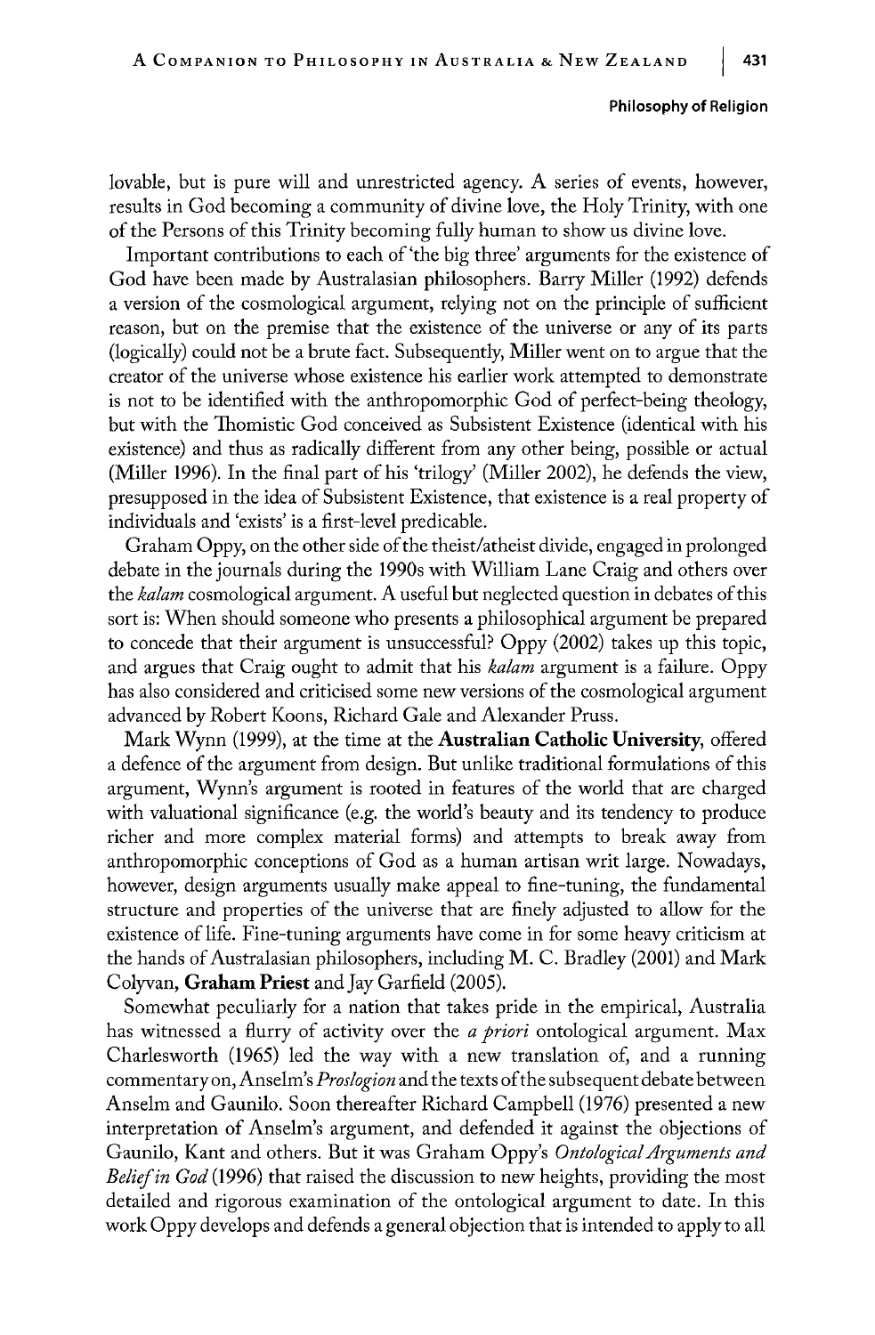lovable, but is pure will and unrestricted agency. A series of events, however, results in God becoming a community of divine love, the Holy Trinity, with one of the Persons of this Trinity becoming fully human to show us divine love.

Important contributions to each of 'the big three' arguments for the existence of God have been made by Australasian philosophers. Barry Miller (1992) defends a version of the cosmological argument, relying not on the principle of sufficient reason, but on the premise that the existence of the universe or any of its parts (logically) could not be a brute fact. Subsequently, Miller went on to argue that the creator of the universe whose existence his earlier work attempted to demonstrate is not to be identified with the anthropomorphic God of perfect-being theology, but with the Thomistic God conceived as Subsistent Existence (identical with his existence) and thus as radically different from any other being, possible or actual (Miller 1996). In the final part of his 'trilogy' (Miller 2002), he defends the view, presupposed in the idea of Subsistent Existence, that existence is a real property of individuals and 'exists' is a first-level predicable.

Graham Oppy, on the other side of the theist/atheist divide, engaged in prolonged debate in the journals during the 1990s with William Lane Craig and others over the *kalam* cosmological argument. A useful but neglected question in debates of this sort is: When should someone who presents a philosophical argument be prepared to concede that their argument is unsuccessful? Oppy (2002) takes up this topic, and argues that Craig ought to admit that his *kalam* argument is a failure. Oppy has also considered and criticised some new versions of the cosmological argument advanced by Robert Koons, Richard Gale and Alexander Pruss.

Mark Wynn (1999), at the time at the **Australian Catholic University**, offered a defence of the argument from design. But unlike traditional formulations of this argument, Wynn's argument is rooted in features of the world that are charged with valuational significance (e.g. the world's beauty and its tendency to produce richer and more complex material forms) and attempts to break away from anthropomorphic conceptions of God as a human artisan writ large. Nowadays, however, design arguments usually make appeal to fine-tuning, the fundamental structure and properties of the universe that are finely adjusted to allow for the existence of life. Fine-tuning arguments have come in for some heavy criticism at the hands of Australasian philosophers, including M. C. Bradley (2001) and Mark Colyvan, **Graham Priest** and Jay Garfield (2005).

Somewhat peculiarly for a nation that takes pride in the empirical, Australia has witnessed a flurry of activity over the *a priori* ontological argument. Max Charlesworth (1965) led the way with a new translation of, and a running commentary on, Anselm's *Proslogion* and the texts of the subsequent debate between Anselm and Gaunilo. Soon thereafter Richard Campbell (1976) presented a new interpretation of Anselm's argument, and defended it against the objections of Gaunilo, Kant and others. But it was Graham Oppy's *Ontological Arguments and Belief in God* (1996) that raised the discussion to new heights, providing the most detailed and rigorous examination of the ontological argument to date. In this work Oppy develops and defends a general objection that is intended to apply to all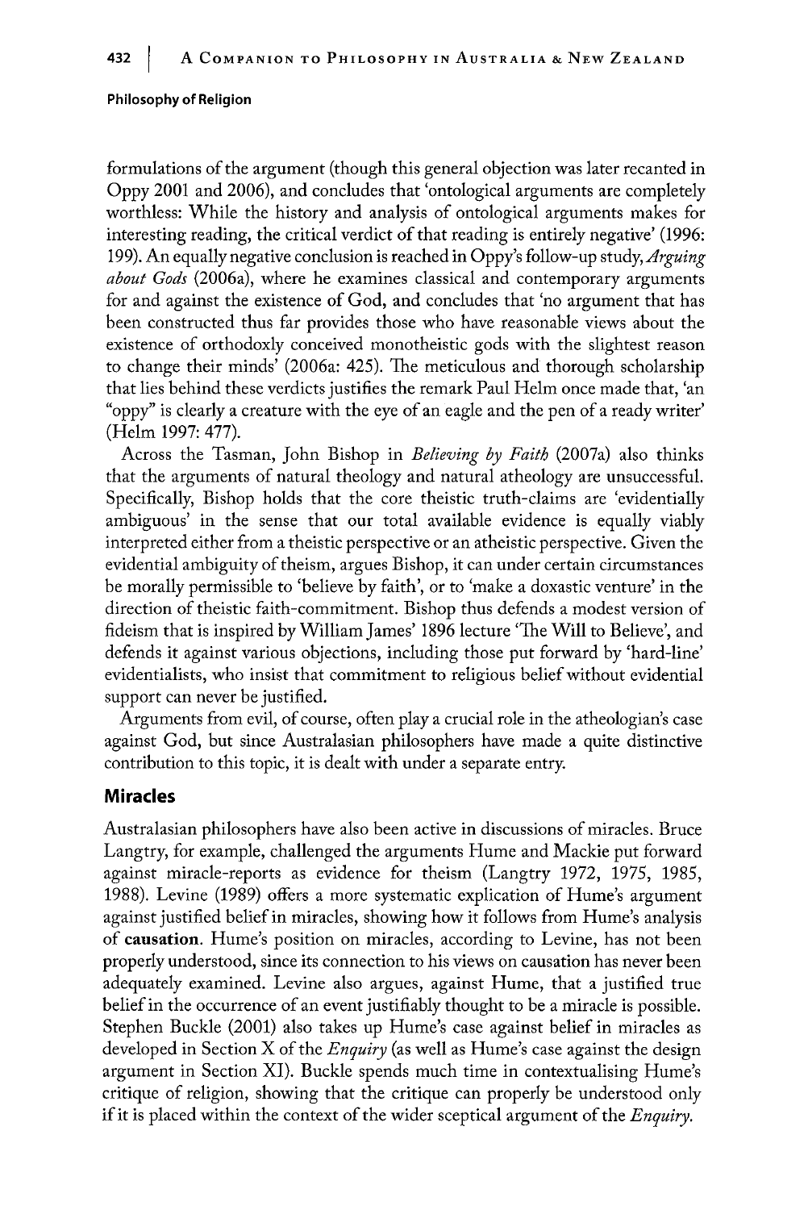formulations of the argument (though this general objection was later recanted in Oppy 2001 and 2006), and concludes that 'ontological arguments are completely worthless: While the history and analysis of ontological arguments makes for interesting reading, the critical verdict of that reading is entirely negative' (1996: 199). An equally negative conclusion is reached in Oppy's follow-up study, *Arguing about Gods* (2006a), where he examines classical and contemporary arguments for and against the existence of God, and concludes that 'no argument that has been constructed thus far provides those who have reasonable views about the existence of orthodoxly conceived monotheistic gods with the slightest reason to change their minds' (2006a: 425). The meticulous and thorough scholarship that lies behind these verdicts justifies the remark Paul Helm once made that, 'an "oppy" is clearly a creature with the eye of an eagle and the pen of a ready writer' (Helm 1997: 477).

Across the Tasman, John Bishop in *Believing by Faith* (2007a) also thinks that the arguments of natural theology and natural atheology are unsuccessful. Specifically, Bishop holds that the core theistic truth-claims are 'evidentially ambiguous' in the sense that our total available evidence is equally viably interpreted either from a theistic perspective or an atheistic perspective. Given the evidential ambiguity of theism, argues Bishop, it can under certain circumstances be morally permissible to 'believe by faith', or to 'make a doxastic venture' in the direction of theistic faith-commitment. Bishop thus defends a modest version of fideism that is inspired by William James' 1896 lecture 'The Will to Believe', and defends it against various objections, including those put forward by 'hard-line' evidentialists, who insist that commitment to religious belief without evidential support can never be justified.

Arguments from evil, of course, often play a crucial role in the atheologian's case against God, but since Australasian philosophers have made a quite distinctive contribution to this topic, it is dealt with under a separate entry.

## Miracles

Australasian philosophers have also been active in discussions of miracles. Bruce Langtry, for example, challenged the arguments Hume and Mackie put forward against miracle-reports as evidence for theism (Langtry 1972, 1975, 1985, 1988). Levine (1989) offers a more systematic explication of Hume's argument against justified belief in miracles, showing how it follows from Hume's analysis of **causation**. Hume's position on miracles, according to Levine, has not been properly understood, since its connection to his views on causation has never been adequately examined. Levine also argues, against Hume, that a justified true belief in the occurrence of an event justifiably thought to be a miracle is possible. Stephen Buckle (2001) also takes up Hume's case against belief in miracles as developed in Section X of the *Enquiry* (as well as Hume's case against the design argument in Section XI). Buckle spends much time in contextualising Hume's critique of religion, showing that the critique can properly be understood only if it is placed within the context of the wider sceptical argument of the *Enquiry*.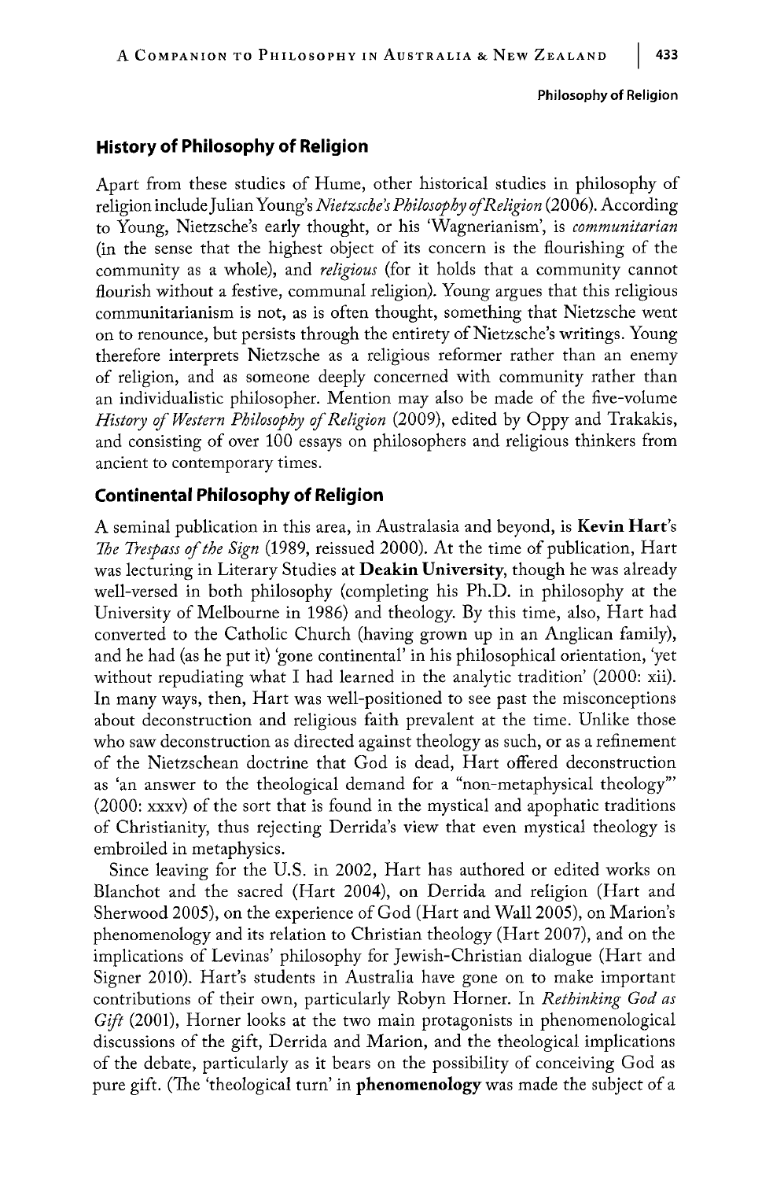## History of Philosophy of Religion

Apart from these studies of Hume, other historical studies in philosophy of religion include Julian Young's *Nietzsche's Philosophy of Religion* (2006). According to Young, Nietzsche's early thought, or his 'Wagnerianism', is *communitarian* (in the sense that the highest object of its concern is the flourishing of the community as a whole), and *religious* (for it holds that a community cannot flourish without a festive, communal religion). Young argues that this religious communitarianism is not, as is often thought, something that Nietzsche went on to renounce, but persists through the entirety of Nietzsche's writings. Young therefore interprets Nietzsche as a religious reformer rather than an enemy of religion, and as someone deeply concerned with community rather than an individualistic philosopher. Mention may also be made of the five-volume *History of Western Philosophy of Religion* (2009), edited by Oppy and Trakakis, and consisting of over 100 essays on philosophers and religious thinkers from ancient to contemporary times.

## Continental Philosophy of Religion

A seminal publication in this area, in Australasia and beyond, is **Kevin Hart**'s *The Trespass of the Sign* (1989, reissued 2000). At the time of publication, Hart was lecturing in Literary Studies at **Deakin University**, though he was already well-versed in both philosophy (completing his Ph.D. in philosophy at the University of Melbourne in 1986) and theology. By this time, also, Hart had converted to the Catholic Church (having grown up in an Anglican family), and he had (as he put it) 'gone continental' in his philosophical orientation, 'yet without repudiating what I had learned in the analytic tradition' (2000: xii). In many ways, then, Hart was well-positioned to see past the misconceptions about deconstruction and religious faith prevalent at the time. Unlike those who saw deconstruction as directed against theology as such, or as a refinement of the Nietzschean doctrine that God is dead, Hart offered deconstruction as 'an answer to the theological demand for a "non-metaphysical theology"' (2000: xxxv) of the sort that is found in the mystical and apophatic traditions of Christianity, thus rejecting Derrida's view that even mystical theology is embroiled in metaphysics.

Since leaving for the U.S. in 2002, Hart has authored or edited works on Blanchot and the sacred (Hart 2004), on Derrida and religion (Hart and Sherwood 2005), on the experience of God (Hart and Wall 2005), on Marion's phenomenology and its relation to Christian theology (Hart 2007), and on the implications of Levinas' philosophy for Jewish-Christian dialogue (Hart and Signer 2010). Hart's students in Australia have gone on to make important contributions of their own, particularly Robyn Horner. In *Rethinking God as Gift* (2001), Horner looks at the two main protagonists in phenomenological discussions of the gift, Derrida and Marion, and the theological implications of the debate, particularly as it bears on the possibility of conceiving God as pure gift. (The 'theological turn' in **phenomenology** was made the subject of a